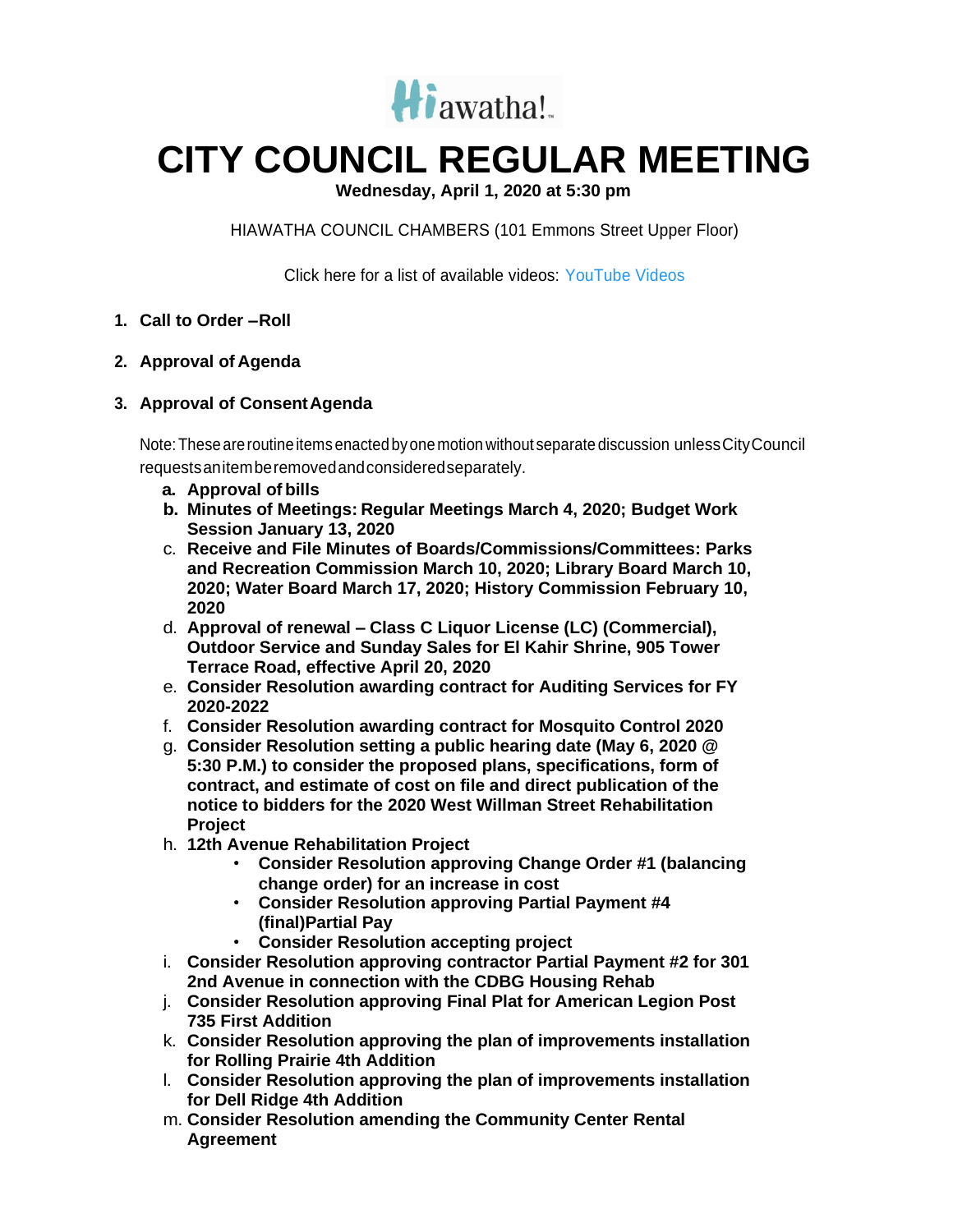Hiawatha!™

# CITY COUNCIL REGULAR MEETING

**Wednesday, April 1, 2020 at 5:30 pm**

HIAWATHA COUNCIL CHAMBERS (101 Emmons Street Upper Floor)

Click here for a list of available videos: YouTube Videos

1. **Call to Order –Roll**

2. **Approval of Agenda**

3. **Approval of Consent Agenda**

   Note: These are routine items enacted by one motion without separate discussion unless City Council requests an item be removed and considered separately.

   a. **Approval of bills**
   b. **Minutes of Meetings: Regular Meetings March 4, 2020; Budget Work Session January 13, 2020**
   c. **Receive and File Minutes of Boards/Commissions/Committees: Parks and Recreation Commission March 10, 2020; Library Board March 10, 2020; Water Board March 17, 2020; History Commission February 10, 2020**
   d. **Approval of renewal – Class C Liquor License (LC) (Commercial), Outdoor Service and Sunday Sales for El Kahir Shrine, 905 Tower Terrace Road, effective April 20, 2020**
   e. **Consider Resolution awarding contract for Auditing Services for FY 2020-2022**
   f. **Consider Resolution awarding contract for Mosquito Control 2020**
   g. **Consider Resolution setting a public hearing date (May 6, 2020 @ 5:30 P.M.) to consider the proposed plans, specifications, form of contract, and estimate of cost on file and direct publication of the notice to bidders for the 2020 West Willman Street Rehabilitation Project**
   h. **12th Avenue Rehabilitation Project**
      - **Consider Resolution approving Change Order #1 (balancing change order) for an increase in cost**
      - **Consider Resolution approving Partial Payment #4 (final)Partial Pay**
      - **Consider Resolution accepting project**
   i. **Consider Resolution approving contractor Partial Payment #2 for 301 2nd Avenue in connection with the CDBG Housing Rehab**
   j. **Consider Resolution approving Final Plat for American Legion Post 735 First Addition**
   k. **Consider Resolution approving the plan of improvements installation for Rolling Prairie 4th Addition**
   l. **Consider Resolution approving the plan of improvements installation for Dell Ridge 4th Addition**
   m. **Consider Resolution amending the Community Center Rental Agreement**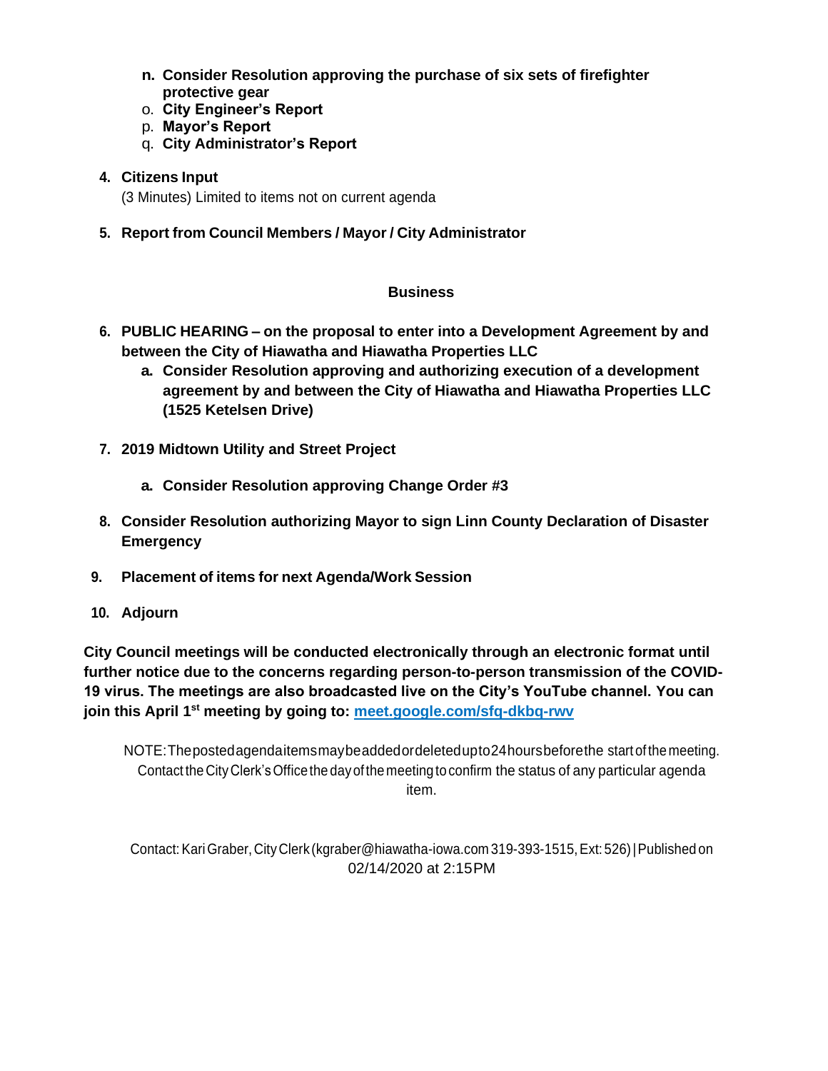- **n. Consider Resolution approving the purchase of six sets of firefighter protective gear**
- o. **City Engineer's Report**
- p. **Mayor's Report**
- q. **City Administrator's Report**

**4. Citizens Input**

(3 Minutes) Limited to items not on current agenda

**5. Report from Council Members / Mayor / City Administrator**

**Business**

**6. PUBLIC HEARING – on the proposal to enter into a Development Agreement by and between the City of Hiawatha and Hiawatha Properties LLC**

- **a. Consider Resolution approving and authorizing execution of a development agreement by and between the City of Hiawatha and Hiawatha Properties LLC (1525 Ketelsen Drive)**

**7. 2019 Midtown Utility and Street Project**

- **a. Consider Resolution approving Change Order #3**

**8. Consider Resolution authorizing Mayor to sign Linn County Declaration of Disaster Emergency**

**9. Placement of items for next Agenda/Work Session**

**10. Adjourn**

**City Council meetings will be conducted electronically through an electronic format until further notice due to the concerns regarding person-to-person transmission of the COVID-19 virus. The meetings are also broadcasted live on the City's YouTube channel. You can join this April 1st meeting by going to: meet.google.com/sfq-dkbq-rwv**

NOTE: The posted agenda items may be added or deleted up to 24 hours before the start of the meeting. Contact the City Clerk's Office the day of the meeting to confirm the status of any particular agenda item.

Contact: Kari Graber, City Clerk (kgraber@hiawatha-iowa.com 319-393-1515, Ext: 526) | Published on 02/14/2020 at 2:15PM